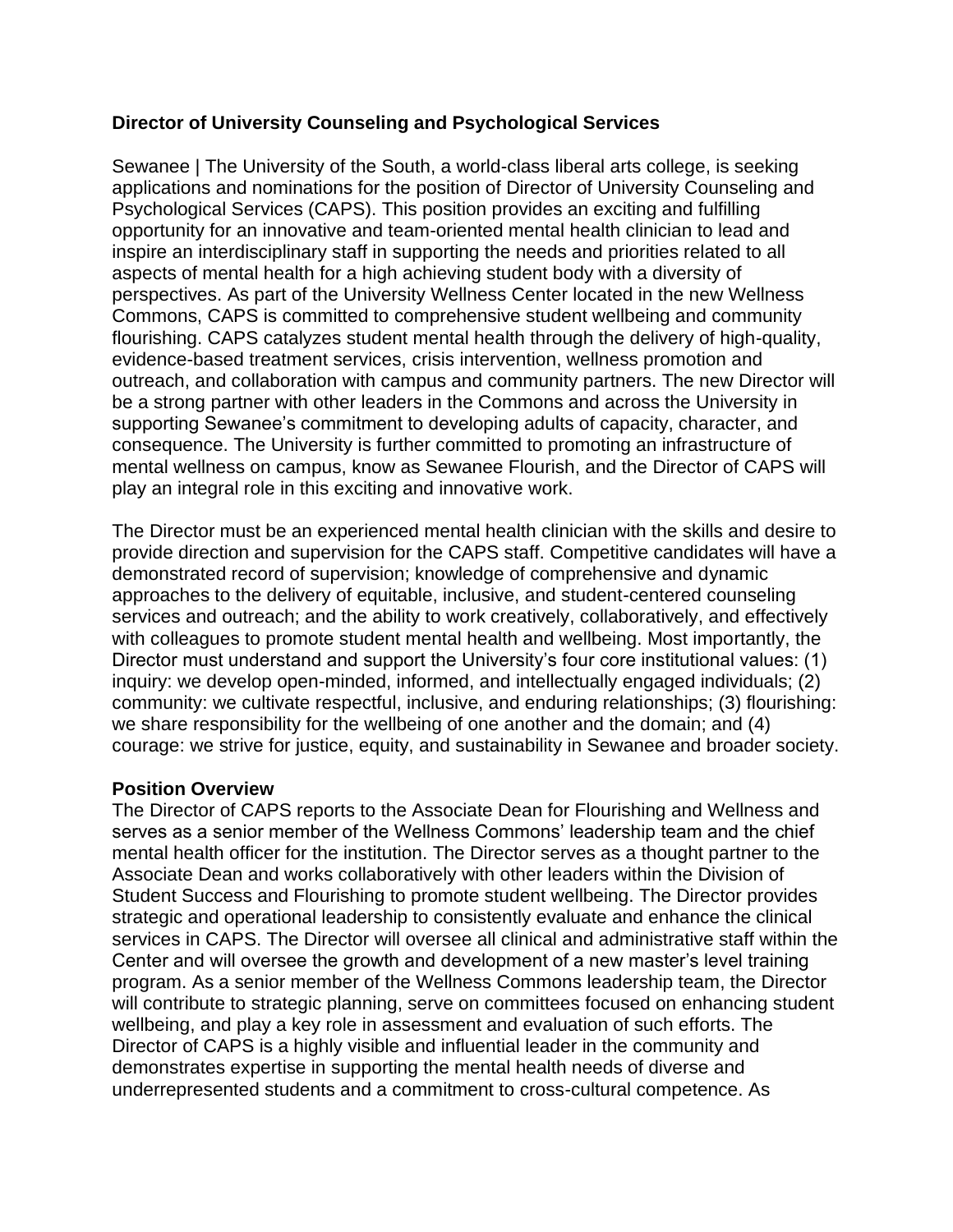**Director of University Counseling and Psychological Services**

Sewanee | The University of the South, a world-class liberal arts college, is seeking applications and nominations for the position of Director of University Counseling and Psychological Services (CAPS). This position provides an exciting and fulfilling opportunity for an innovative and team-oriented mental health clinician to lead and inspire an interdisciplinary staff in supporting the needs and priorities related to all aspects of mental health for a high achieving student body with a diversity of perspectives. As part of the University Wellness Center located in the new Wellness Commons, CAPS is committed to comprehensive student wellbeing and community flourishing. CAPS catalyzes student mental health through the delivery of high-quality, evidence-based treatment services, crisis intervention, wellness promotion and outreach, and collaboration with campus and community partners. The new Director will be a strong partner with other leaders in the Commons and across the University in supporting Sewanee's commitment to developing adults of capacity, character, and consequence. The University is further committed to promoting an infrastructure of mental wellness on campus, know as Sewanee Flourish, and the Director of CAPS will play an integral role in this exciting and innovative work.

The Director must be an experienced mental health clinician with the skills and desire to provide direction and supervision for the CAPS staff. Competitive candidates will have a demonstrated record of supervision; knowledge of comprehensive and dynamic approaches to the delivery of equitable, inclusive, and student-centered counseling services and outreach; and the ability to work creatively, collaboratively, and effectively with colleagues to promote student mental health and wellbeing. Most importantly, the Director must understand and support the University's four core institutional values: (1) inquiry: we develop open-minded, informed, and intellectually engaged individuals; (2) community: we cultivate respectful, inclusive, and enduring relationships; (3) flourishing: we share responsibility for the wellbeing of one another and the domain; and (4) courage: we strive for justice, equity, and sustainability in Sewanee and broader society.

**Position Overview**

The Director of CAPS reports to the Associate Dean for Flourishing and Wellness and serves as a senior member of the Wellness Commons' leadership team and the chief mental health officer for the institution. The Director serves as a thought partner to the Associate Dean and works collaboratively with other leaders within the Division of Student Success and Flourishing to promote student wellbeing. The Director provides strategic and operational leadership to consistently evaluate and enhance the clinical services in CAPS. The Director will oversee all clinical and administrative staff within the Center and will oversee the growth and development of a new master's level training program. As a senior member of the Wellness Commons leadership team, the Director will contribute to strategic planning, serve on committees focused on enhancing student wellbeing, and play a key role in assessment and evaluation of such efforts. The Director of CAPS is a highly visible and influential leader in the community and demonstrates expertise in supporting the mental health needs of diverse and underrepresented students and a commitment to cross-cultural competence. As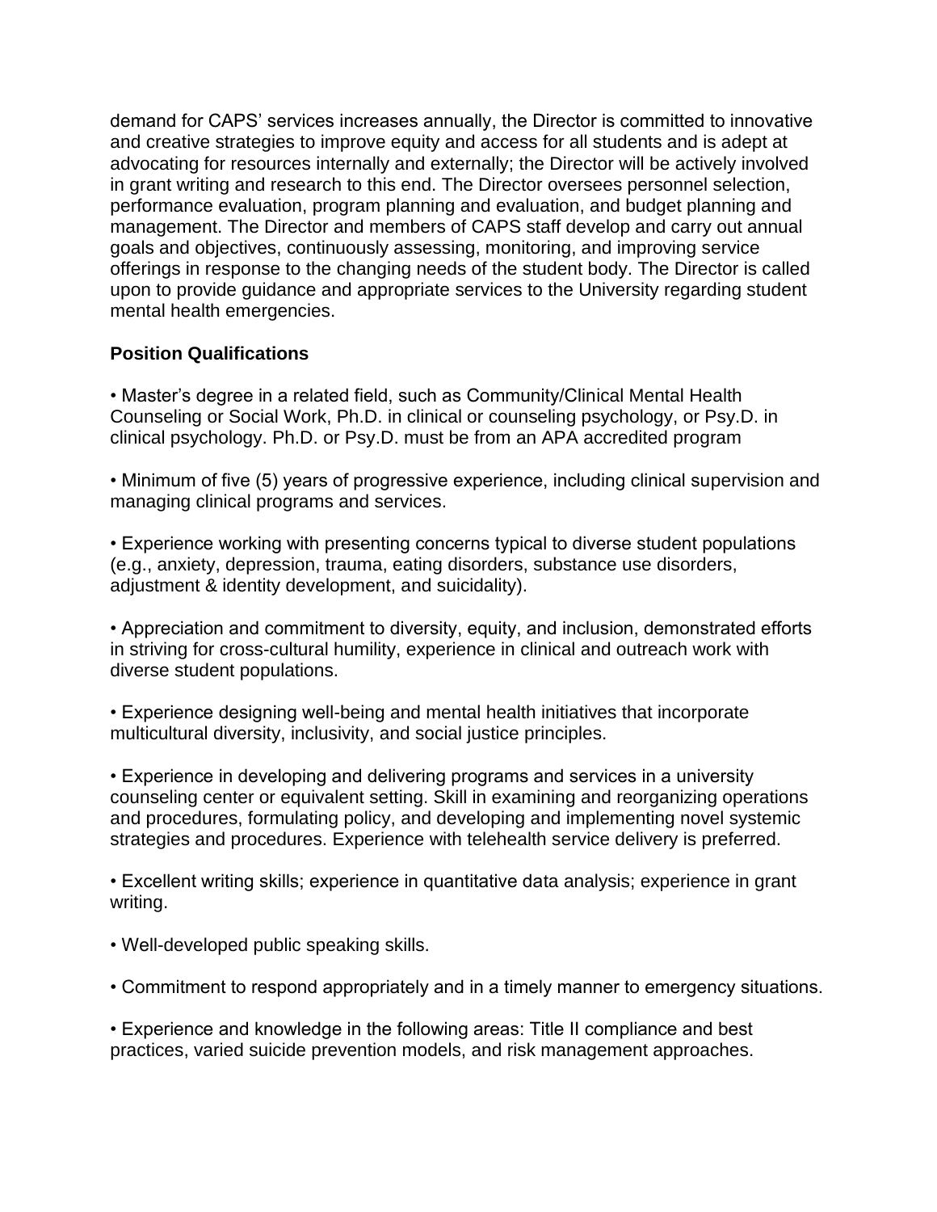demand for CAPS' services increases annually, the Director is committed to innovative and creative strategies to improve equity and access for all students and is adept at advocating for resources internally and externally; the Director will be actively involved in grant writing and research to this end. The Director oversees personnel selection, performance evaluation, program planning and evaluation, and budget planning and management. The Director and members of CAPS staff develop and carry out annual goals and objectives, continuously assessing, monitoring, and improving service offerings in response to the changing needs of the student body. The Director is called upon to provide guidance and appropriate services to the University regarding student mental health emergencies.

**Position Qualifications**

- Master's degree in a related field, such as Community/Clinical Mental Health Counseling or Social Work, Ph.D. in clinical or counseling psychology, or Psy.D. in clinical psychology. Ph.D. or Psy.D. must be from an APA accredited program

- Minimum of five (5) years of progressive experience, including clinical supervision and managing clinical programs and services.

- Experience working with presenting concerns typical to diverse student populations (e.g., anxiety, depression, trauma, eating disorders, substance use disorders, adjustment & identity development, and suicidality).

- Appreciation and commitment to diversity, equity, and inclusion, demonstrated efforts in striving for cross-cultural humility, experience in clinical and outreach work with diverse student populations.

- Experience designing well-being and mental health initiatives that incorporate multicultural diversity, inclusivity, and social justice principles.

- Experience in developing and delivering programs and services in a university counseling center or equivalent setting. Skill in examining and reorganizing operations and procedures, formulating policy, and developing and implementing novel systemic strategies and procedures. Experience with telehealth service delivery is preferred.

- Excellent writing skills; experience in quantitative data analysis; experience in grant writing.

- Well-developed public speaking skills.

- Commitment to respond appropriately and in a timely manner to emergency situations.

- Experience and knowledge in the following areas: Title II compliance and best practices, varied suicide prevention models, and risk management approaches.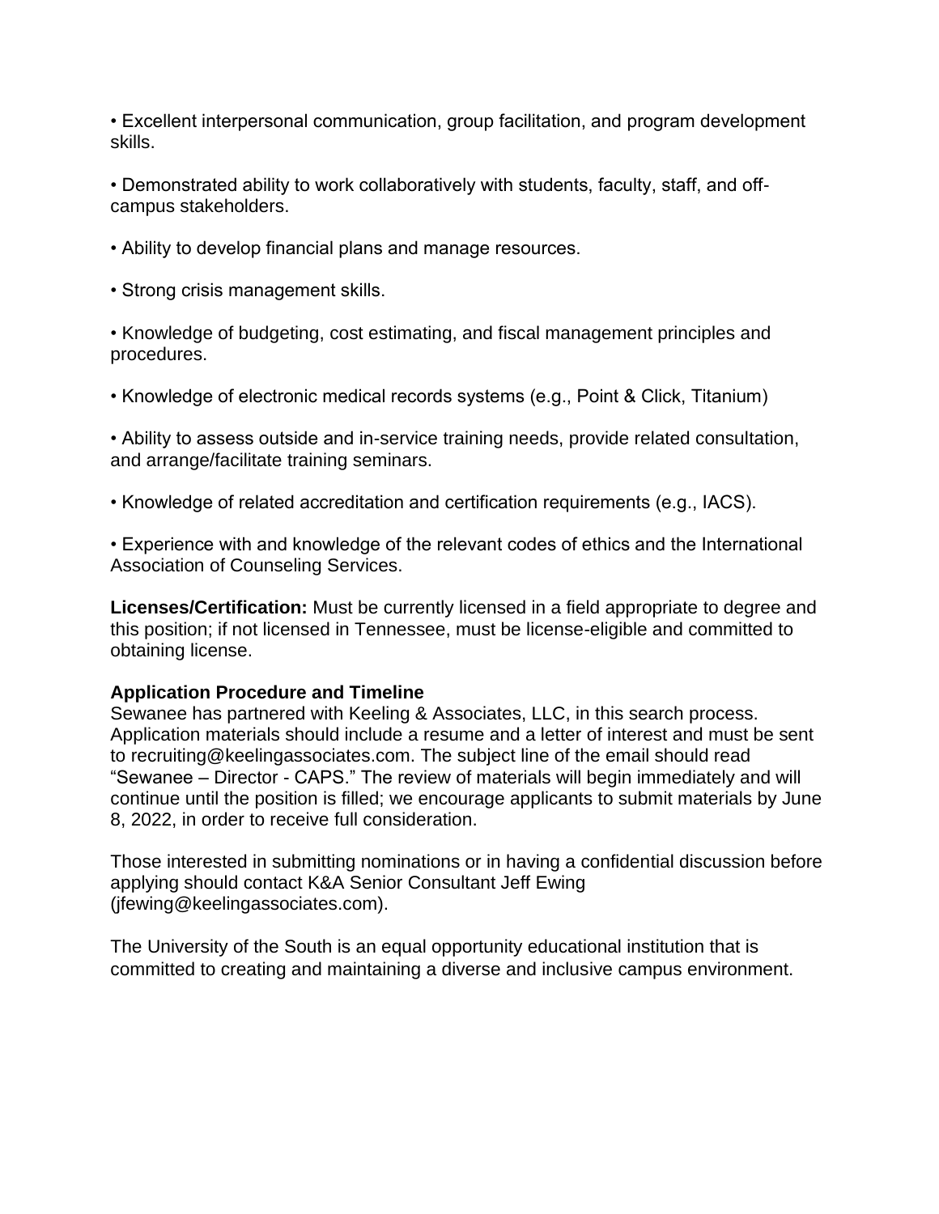- Excellent interpersonal communication, group facilitation, and program development skills.
- Demonstrated ability to work collaboratively with students, faculty, staff, and off-campus stakeholders.
- Ability to develop financial plans and manage resources.
- Strong crisis management skills.
- Knowledge of budgeting, cost estimating, and fiscal management principles and procedures.
- Knowledge of electronic medical records systems (e.g., Point & Click, Titanium)
- Ability to assess outside and in-service training needs, provide related consultation, and arrange/facilitate training seminars.
- Knowledge of related accreditation and certification requirements (e.g., IACS).
- Experience with and knowledge of the relevant codes of ethics and the International Association of Counseling Services.

**Licenses/Certification:** Must be currently licensed in a field appropriate to degree and this position; if not licensed in Tennessee, must be license-eligible and committed to obtaining license.

**Application Procedure and Timeline**

Sewanee has partnered with Keeling & Associates, LLC, in this search process. Application materials should include a resume and a letter of interest and must be sent to recruiting@keelingassociates.com. The subject line of the email should read "Sewanee – Director - CAPS." The review of materials will begin immediately and will continue until the position is filled; we encourage applicants to submit materials by June 8, 2022, in order to receive full consideration.

Those interested in submitting nominations or in having a confidential discussion before applying should contact K&A Senior Consultant Jeff Ewing (jfewing@keelingassociates.com).

The University of the South is an equal opportunity educational institution that is committed to creating and maintaining a diverse and inclusive campus environment.